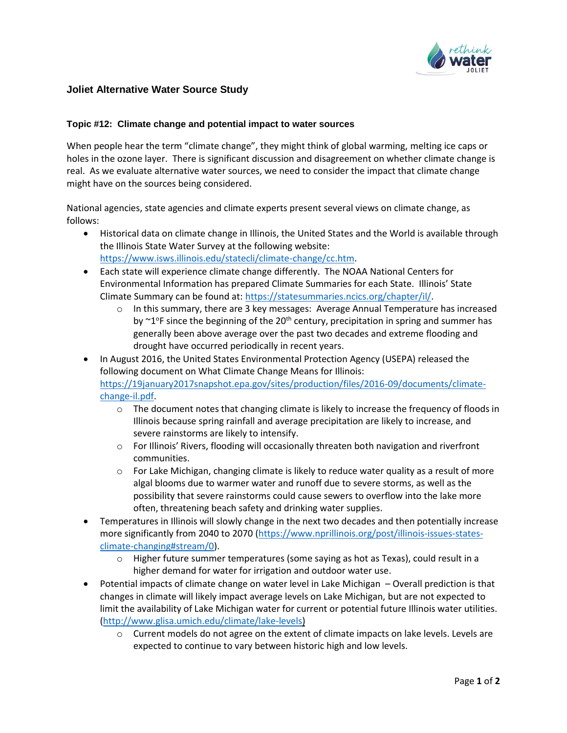### Joliet Alternative Water Source Study

#### Topic #12: Climate change and potential impact to water sources

When people hear the term "climate change", they might think of global warming, melting ice caps or holes in the ozone layer. There is significant discussion and disagreement on whether climate change is real. As we evaluate alternative water sources, we need to consider the impact that climate change might have on the sources being considered.

National agencies, state agencies and climate experts present several views on climate change, as follows:

- Historical data on climate change in Illinois, the United States and the World is available through the Illinois State Water Survey at the following website: https://www.isws.illinois.edu/statecli/climate-change/cc.htm.
- Each state will experience climate change differently. The NOAA National Centers for Environmental Information has prepared Climate Summaries for each State. Illinois' State Climate Summary can be found at: https://statesummaries.ncics.org/chapter/il/.
  - In this summary, there are 3 key messages: Average Annual Temperature has increased by ~1°F since the beginning of the 20th century, precipitation in spring and summer has generally been above average over the past two decades and extreme flooding and drought have occurred periodically in recent years.
- In August 2016, the United States Environmental Protection Agency (USEPA) released the following document on What Climate Change Means for Illinois: https://19january2017snapshot.epa.gov/sites/production/files/2016-09/documents/climate-change-il.pdf.
  - The document notes that changing climate is likely to increase the frequency of floods in Illinois because spring rainfall and average precipitation are likely to increase, and severe rainstorms are likely to intensify.
  - For Illinois' Rivers, flooding will occasionally threaten both navigation and riverfront communities.
  - For Lake Michigan, changing climate is likely to reduce water quality as a result of more algal blooms due to warmer water and runoff due to severe storms, as well as the possibility that severe rainstorms could cause sewers to overflow into the lake more often, threatening beach safety and drinking water supplies.
- Temperatures in Illinois will slowly change in the next two decades and then potentially increase more significantly from 2040 to 2070 (https://www.nprillinois.org/post/illinois-issues-states-climate-changing#stream/0).
  - Higher future summer temperatures (some saying as hot as Texas), could result in a higher demand for water for irrigation and outdoor water use.
- Potential impacts of climate change on water level in Lake Michigan – Overall prediction is that changes in climate will likely impact average levels on Lake Michigan, but are not expected to limit the availability of Lake Michigan water for current or potential future Illinois water utilities. (http://www.glisa.umich.edu/climate/lake-levels)
  - Current models do not agree on the extent of climate impacts on lake levels. Levels are expected to continue to vary between historic high and low levels.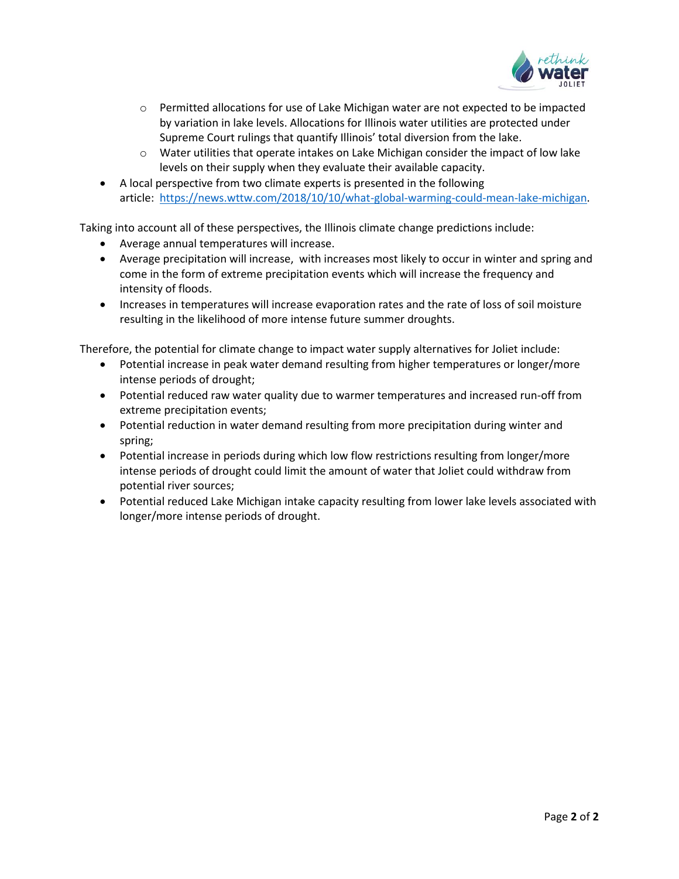- Permitted allocations for use of Lake Michigan water are not expected to be impacted by variation in lake levels. Allocations for Illinois water utilities are protected under Supreme Court rulings that quantify Illinois' total diversion from the lake.
  - Water utilities that operate intakes on Lake Michigan consider the impact of low lake levels on their supply when they evaluate their available capacity.
- A local perspective from two climate experts is presented in the following article: https://news.wttw.com/2018/10/10/what-global-warming-could-mean-lake-michigan.

Taking into account all of these perspectives, the Illinois climate change predictions include:

- Average annual temperatures will increase.
- Average precipitation will increase, with increases most likely to occur in winter and spring and come in the form of extreme precipitation events which will increase the frequency and intensity of floods.
- Increases in temperatures will increase evaporation rates and the rate of loss of soil moisture resulting in the likelihood of more intense future summer droughts.

Therefore, the potential for climate change to impact water supply alternatives for Joliet include:

- Potential increase in peak water demand resulting from higher temperatures or longer/more intense periods of drought;
- Potential reduced raw water quality due to warmer temperatures and increased run-off from extreme precipitation events;
- Potential reduction in water demand resulting from more precipitation during winter and spring;
- Potential increase in periods during which low flow restrictions resulting from longer/more intense periods of drought could limit the amount of water that Joliet could withdraw from potential river sources;
- Potential reduced Lake Michigan intake capacity resulting from lower lake levels associated with longer/more intense periods of drought.